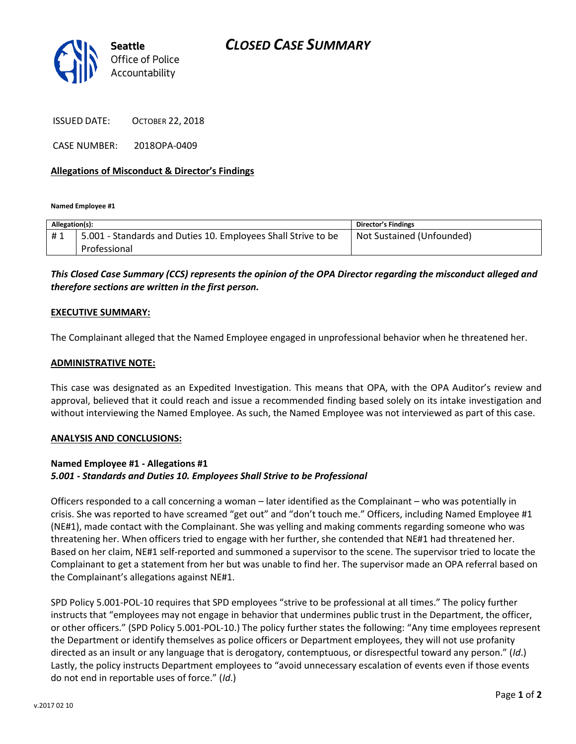# CLOSED CASE SUMMARY

Seattle
Office of Police
Accountability

ISSUED DATE: OCTOBER 22, 2018

CASE NUMBER: 2018OPA-0409

**Allegations of Misconduct & Director's Findings**

**Named Employee #1**

| Allegation(s): | | Director's Findings |
|---|---|---|
| # 1 | 5.001 - Standards and Duties 10. Employees Shall Strive to be Professional | Not Sustained (Unfounded) |

***This Closed Case Summary (CCS) represents the opinion of the OPA Director regarding the misconduct alleged and therefore sections are written in the first person.***

**EXECUTIVE SUMMARY:**

The Complainant alleged that the Named Employee engaged in unprofessional behavior when he threatened her.

**ADMINISTRATIVE NOTE:**

This case was designated as an Expedited Investigation. This means that OPA, with the OPA Auditor's review and approval, believed that it could reach and issue a recommended finding based solely on its intake investigation and without interviewing the Named Employee. As such, the Named Employee was not interviewed as part of this case.

**ANALYSIS AND CONCLUSIONS:**

**Named Employee #1 - Allegations #1**
***5.001 - Standards and Duties 10. Employees Shall Strive to be Professional***

Officers responded to a call concerning a woman – later identified as the Complainant – who was potentially in crisis. She was reported to have screamed "get out" and "don't touch me." Officers, including Named Employee #1 (NE#1), made contact with the Complainant. She was yelling and making comments regarding someone who was threatening her. When officers tried to engage with her further, she contended that NE#1 had threatened her. Based on her claim, NE#1 self-reported and summoned a supervisor to the scene. The supervisor tried to locate the Complainant to get a statement from her but was unable to find her. The supervisor made an OPA referral based on the Complainant's allegations against NE#1.

SPD Policy 5.001-POL-10 requires that SPD employees "strive to be professional at all times." The policy further instructs that "employees may not engage in behavior that undermines public trust in the Department, the officer, or other officers." (SPD Policy 5.001-POL-10.) The policy further states the following: "Any time employees represent the Department or identify themselves as police officers or Department employees, they will not use profanity directed as an insult or any language that is derogatory, contemptuous, or disrespectful toward any person." (*Id*.) Lastly, the policy instructs Department employees to "avoid unnecessary escalation of events even if those events do not end in reportable uses of force." (*Id*.)

v.2017 02 10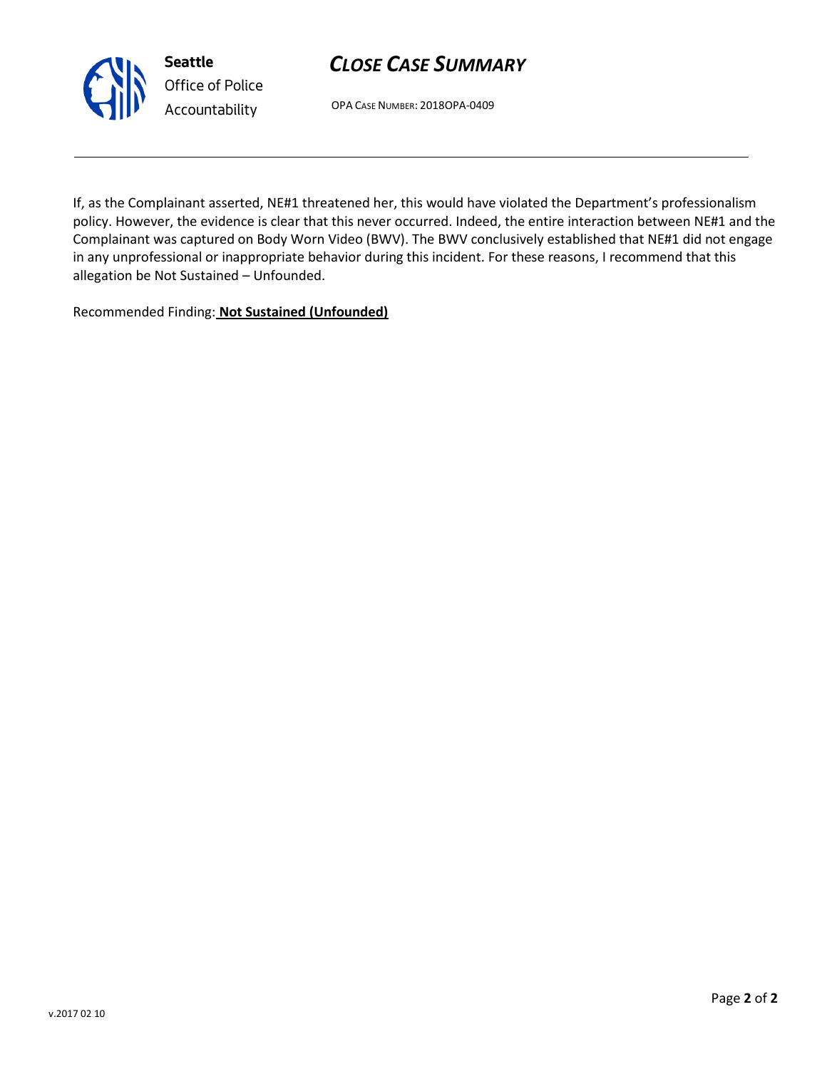If, as the Complainant asserted, NE#1 threatened her, this would have violated the Department's professionalism policy. However, the evidence is clear that this never occurred. Indeed, the entire interaction between NE#1 and the Complainant was captured on Body Worn Video (BWV). The BWV conclusively established that NE#1 did not engage in any unprofessional or inappropriate behavior during this incident. For these reasons, I recommend that this allegation be Not Sustained – Unfounded.

Recommended Finding: **Not Sustained (Unfounded)**